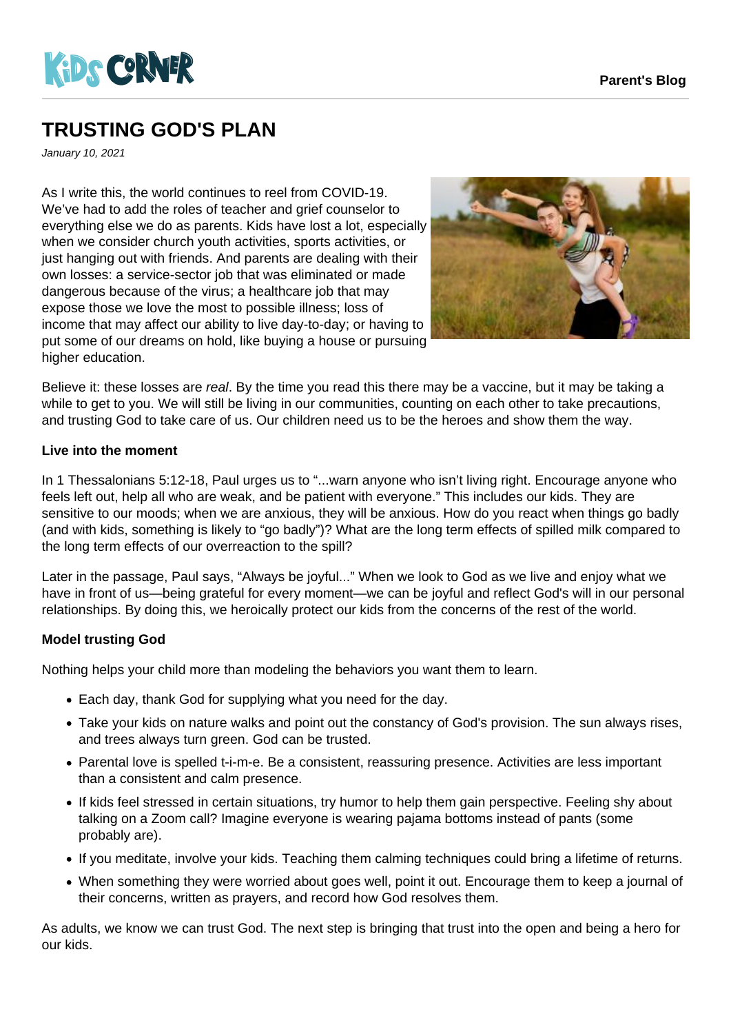# TRUSTING GOD'S PLAN

*January 10, 2021*

As I write this, the world continues to reel from COVID-19. We've had to add the roles of teacher and grief counselor to everything else we do as parents. Kids have lost a lot, especially when we consider church youth activities, sports activities, or just hanging out with friends. And parents are dealing with their own losses: a service-sector job that was eliminated or made dangerous because of the virus; a healthcare job that may expose those we love the most to possible illness; loss of income that may affect our ability to live day-to-day; or having to put some of our dreams on hold, like buying a house or pursuing higher education.

Believe it: these losses are *real*. By the time you read this there may be a vaccine, but it may be taking a while to get to you. We will still be living in our communities, counting on each other to take precautions, and trusting God to take care of us. Our children need us to be the heroes and show them the way.

**Live into the moment**

In 1 Thessalonians 5:12-18, Paul urges us to "...warn anyone who isn't living right. Encourage anyone who feels left out, help all who are weak, and be patient with everyone." This includes our kids. They are sensitive to our moods; when we are anxious, they will be anxious. How do you react when things go badly (and with kids, something is likely to "go badly")? What are the long term effects of spilled milk compared to the long term effects of our overreaction to the spill?

Later in the passage, Paul says, "Always be joyful..." When we look to God as we live and enjoy what we have in front of us—being grateful for every moment—we can be joyful and reflect God's will in our personal relationships. By doing this, we heroically protect our kids from the concerns of the rest of the world.

**Model trusting God**

Nothing helps your child more than modeling the behaviors you want them to learn.

- Each day, thank God for supplying what you need for the day.
- Take your kids on nature walks and point out the constancy of God's provision. The sun always rises, and trees always turn green. God can be trusted.
- Parental love is spelled t-i-m-e. Be a consistent, reassuring presence. Activities are less important than a consistent and calm presence.
- If kids feel stressed in certain situations, try humor to help them gain perspective. Feeling shy about talking on a Zoom call? Imagine everyone is wearing pajama bottoms instead of pants (some probably are).
- If you meditate, involve your kids. Teaching them calming techniques could bring a lifetime of returns.
- When something they were worried about goes well, point it out. Encourage them to keep a journal of their concerns, written as prayers, and record how God resolves them.

As adults, we know we can trust God. The next step is bringing that trust into the open and being a hero for our kids.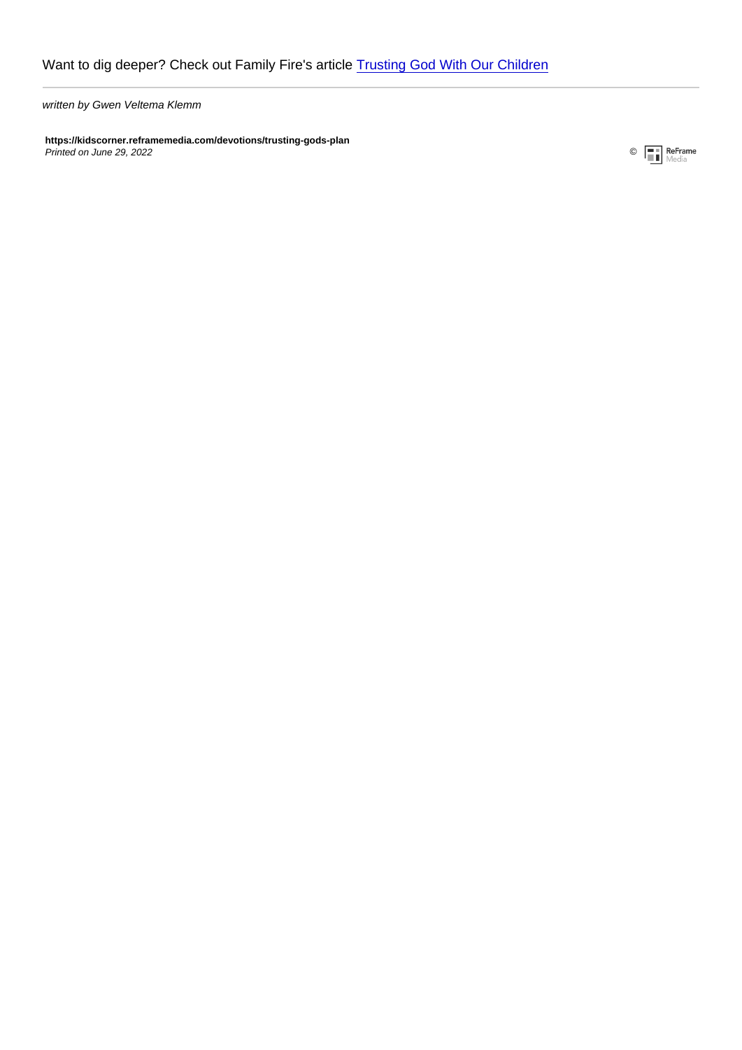Want to dig deeper? Check out Family Fire's article [Trusting God With Our Children]

---

*written by Gwen Veltema Klemm*

**https://kidscorner.reframemedia.com/devotions/trusting-gods-plan**
*Printed on June 29, 2022*

© ReFrame Media